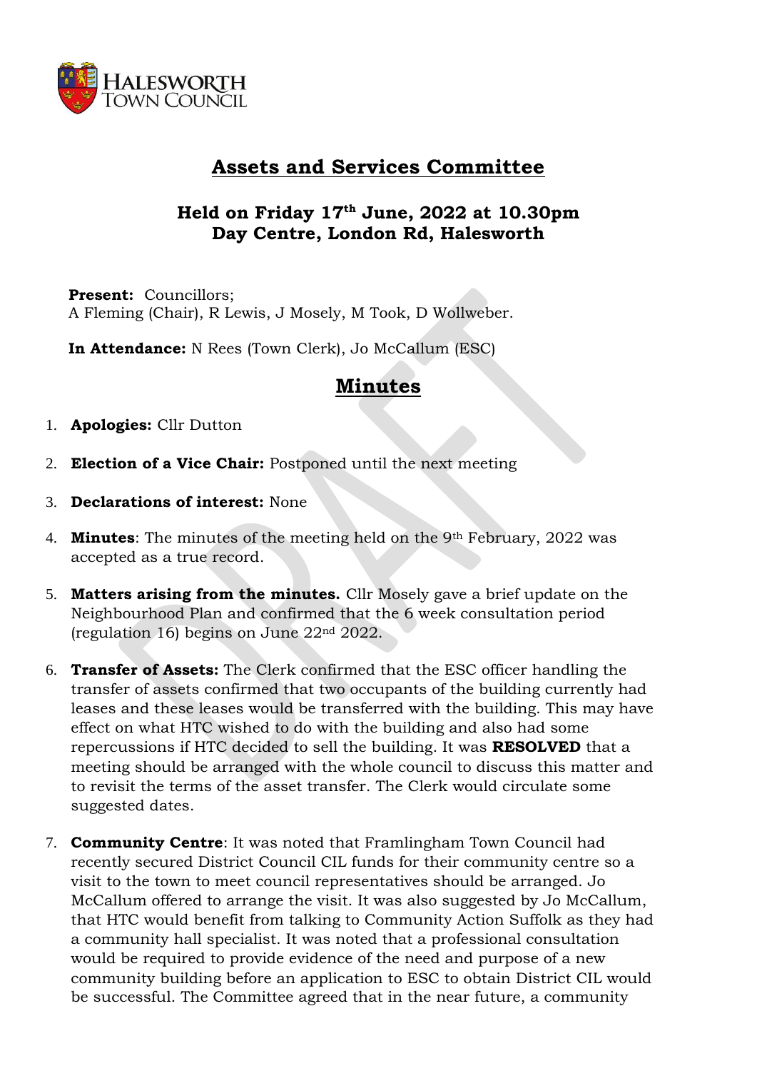# Assets and Services Committee

## Held on Friday 17th June, 2022 at 10.30pm
## Day Centre, London Rd, Halesworth

**Present:** Councillors;
A Fleming (Chair), R Lewis, J Mosely, M Took, D Wollweber.

**In Attendance:** N Rees (Town Clerk), Jo McCallum (ESC)

# Minutes

1. **Apologies:** Cllr Dutton

2. **Election of a Vice Chair:** Postponed until the next meeting

3. **Declarations of interest:** None

4. **Minutes**: The minutes of the meeting held on the 9th February, 2022 was accepted as a true record.

5. **Matters arising from the minutes.** Cllr Mosely gave a brief update on the Neighbourhood Plan and confirmed that the 6 week consultation period (regulation 16) begins on June 22nd 2022.

6. **Transfer of Assets:** The Clerk confirmed that the ESC officer handling the transfer of assets confirmed that two occupants of the building currently had leases and these leases would be transferred with the building. This may have effect on what HTC wished to do with the building and also had some repercussions if HTC decided to sell the building. It was **RESOLVED** that a meeting should be arranged with the whole council to discuss this matter and to revisit the terms of the asset transfer. The Clerk would circulate some suggested dates.

7. **Community Centre**: It was noted that Framlingham Town Council had recently secured District Council CIL funds for their community centre so a visit to the town to meet council representatives should be arranged. Jo McCallum offered to arrange the visit. It was also suggested by Jo McCallum, that HTC would benefit from talking to Community Action Suffolk as they had a community hall specialist. It was noted that a professional consultation would be required to provide evidence of the need and purpose of a new community building before an application to ESC to obtain District CIL would be successful. The Committee agreed that in the near future, a community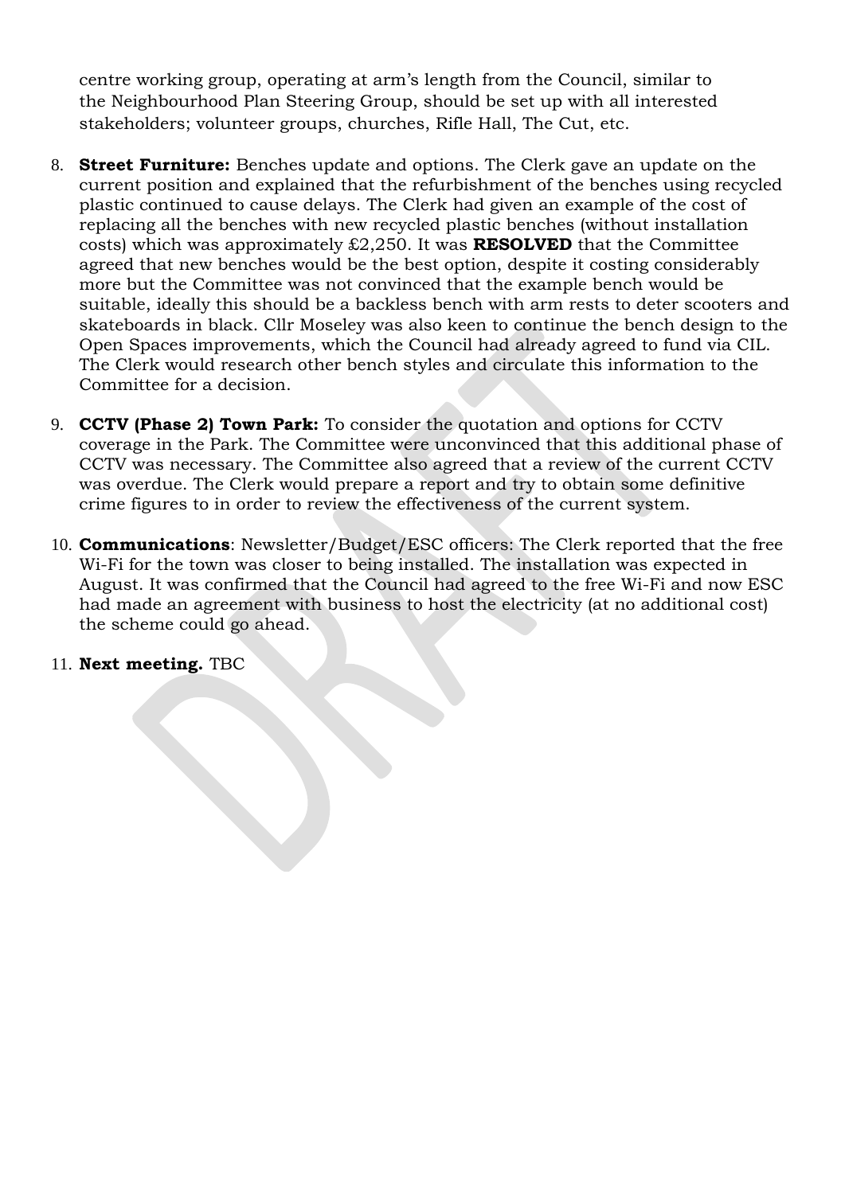centre working group, operating at arm's length from the Council, similar to the Neighbourhood Plan Steering Group, should be set up with all interested stakeholders; volunteer groups, churches, Rifle Hall, The Cut, etc.

8. **Street Furniture:** Benches update and options. The Clerk gave an update on the current position and explained that the refurbishment of the benches using recycled plastic continued to cause delays. The Clerk had given an example of the cost of replacing all the benches with new recycled plastic benches (without installation costs) which was approximately £2,250. It was **RESOLVED** that the Committee agreed that new benches would be the best option, despite it costing considerably more but the Committee was not convinced that the example bench would be suitable, ideally this should be a backless bench with arm rests to deter scooters and skateboards in black. Cllr Moseley was also keen to continue the bench design to the Open Spaces improvements, which the Council had already agreed to fund via CIL. The Clerk would research other bench styles and circulate this information to the Committee for a decision.

9. **CCTV (Phase 2) Town Park:** To consider the quotation and options for CCTV coverage in the Park. The Committee were unconvinced that this additional phase of CCTV was necessary. The Committee also agreed that a review of the current CCTV was overdue. The Clerk would prepare a report and try to obtain some definitive crime figures to in order to review the effectiveness of the current system.

10. **Communications**: Newsletter/Budget/ESC officers: The Clerk reported that the free Wi-Fi for the town was closer to being installed. The installation was expected in August. It was confirmed that the Council had agreed to the free Wi-Fi and now ESC had made an agreement with business to host the electricity (at no additional cost) the scheme could go ahead.

11. **Next meeting.** TBC